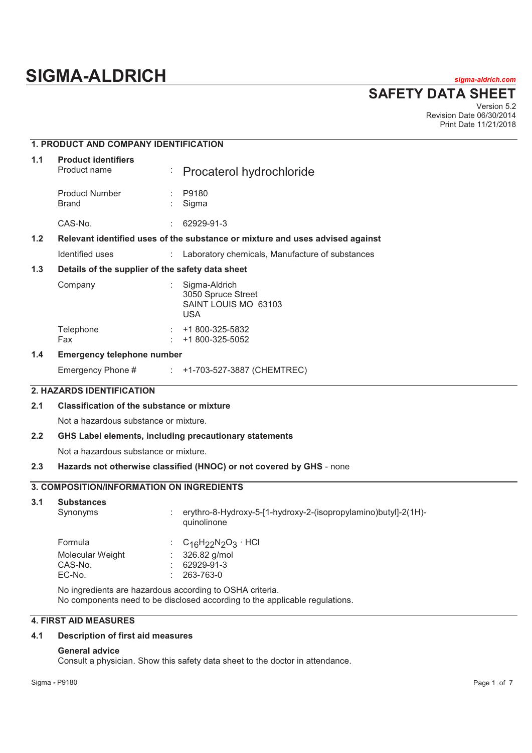# SIGMA-ALDRICH

*sigma-aldrich.com*

## SAFETY DATA SHEET

Version 5.2
Revision Date 06/30/2014
Print Date 11/21/2018

### 1. PRODUCT AND COMPANY IDENTIFICATION

**1.1 Product identifiers**

| | | |
|---|---|---|
| Product name | : | Procaterol hydrochloride |
| Product Number | : | P9180 |
| Brand | : | Sigma |
| CAS-No. | : | 62929-91-3 |

**1.2 Relevant identified uses of the substance or mixture and uses advised against**

| | | |
|---|---|---|
| Identified uses | : | Laboratory chemicals, Manufacture of substances |

**1.3 Details of the supplier of the safety data sheet**

| | | |
|---|---|---|
| Company | : | Sigma-Aldrich<br>3050 Spruce Street<br>SAINT LOUIS MO 63103<br>USA |
| Telephone | : | +1 800-325-5832 |
| Fax | : | +1 800-325-5052 |

**1.4 Emergency telephone number**

| | | |
|---|---|---|
| Emergency Phone # | : | +1-703-527-3887 (CHEMTREC) |

### 2. HAZARDS IDENTIFICATION

**2.1 Classification of the substance or mixture**

Not a hazardous substance or mixture.

**2.2 GHS Label elements, including precautionary statements**

Not a hazardous substance or mixture.

**2.3 Hazards not otherwise classified (HNOC) or not covered by GHS** - none

### 3. COMPOSITION/INFORMATION ON INGREDIENTS

**3.1 Substances**

| | | |
|---|---|---|
| Synonyms | : | erythro-8-Hydroxy-5-[1-hydroxy-2-(isopropylamino)butyl]-2(1H)-quinolinone |
| Formula | : | $C_{16}H_{22}N_2O_3 \cdot HCl$ |
| Molecular Weight | : | 326.82 g/mol |
| CAS-No. | : | 62929-91-3 |
| EC-No. | : | 263-763-0 |

No ingredients are hazardous according to OSHA criteria.
No components need to be disclosed according to the applicable regulations.

### 4. FIRST AID MEASURES

**4.1 Description of first aid measures**

**General advice**
Consult a physician. Show this safety data sheet to the doctor in attendance.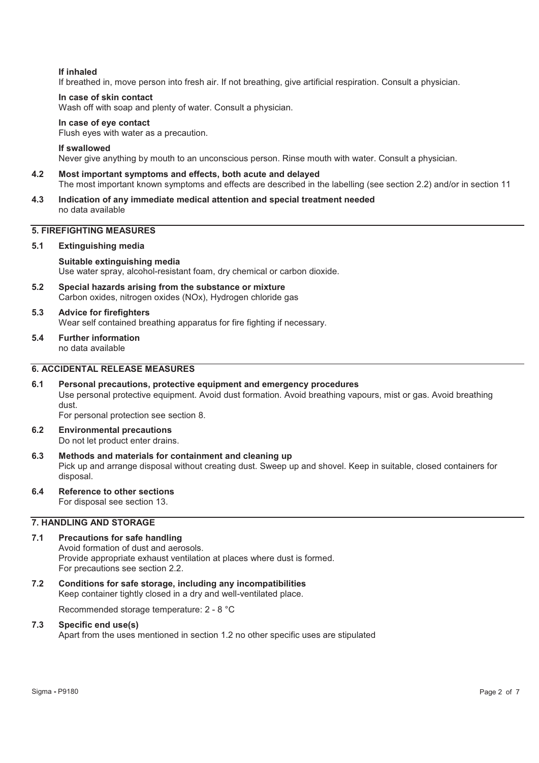**If inhaled**
If breathed in, move person into fresh air. If not breathing, give artificial respiration. Consult a physician.

**In case of skin contact**
Wash off with soap and plenty of water. Consult a physician.

**In case of eye contact**
Flush eyes with water as a precaution.

**If swallowed**
Never give anything by mouth to an unconscious person. Rinse mouth with water. Consult a physician.

**4.2 Most important symptoms and effects, both acute and delayed**
The most important known symptoms and effects are described in the labelling (see section 2.2) and/or in section 11

**4.3 Indication of any immediate medical attention and special treatment needed**
no data available

## 5. FIREFIGHTING MEASURES

**5.1 Extinguishing media**

**Suitable extinguishing media**
Use water spray, alcohol-resistant foam, dry chemical or carbon dioxide.

**5.2 Special hazards arising from the substance or mixture**
Carbon oxides, nitrogen oxides (NOx), Hydrogen chloride gas

**5.3 Advice for firefighters**
Wear self contained breathing apparatus for fire fighting if necessary.

**5.4 Further information**
no data available

## 6. ACCIDENTAL RELEASE MEASURES

**6.1 Personal precautions, protective equipment and emergency procedures**
Use personal protective equipment. Avoid dust formation. Avoid breathing vapours, mist or gas. Avoid breathing dust.
For personal protection see section 8.

**6.2 Environmental precautions**
Do not let product enter drains.

**6.3 Methods and materials for containment and cleaning up**
Pick up and arrange disposal without creating dust. Sweep up and shovel. Keep in suitable, closed containers for disposal.

**6.4 Reference to other sections**
For disposal see section 13.

## 7. HANDLING AND STORAGE

**7.1 Precautions for safe handling**
Avoid formation of dust and aerosols.
Provide appropriate exhaust ventilation at places where dust is formed.
For precautions see section 2.2.

**7.2 Conditions for safe storage, including any incompatibilities**
Keep container tightly closed in a dry and well-ventilated place.

Recommended storage temperature: 2 - 8 °C

**7.3 Specific end use(s)**
Apart from the uses mentioned in section 1.2 no other specific uses are stipulated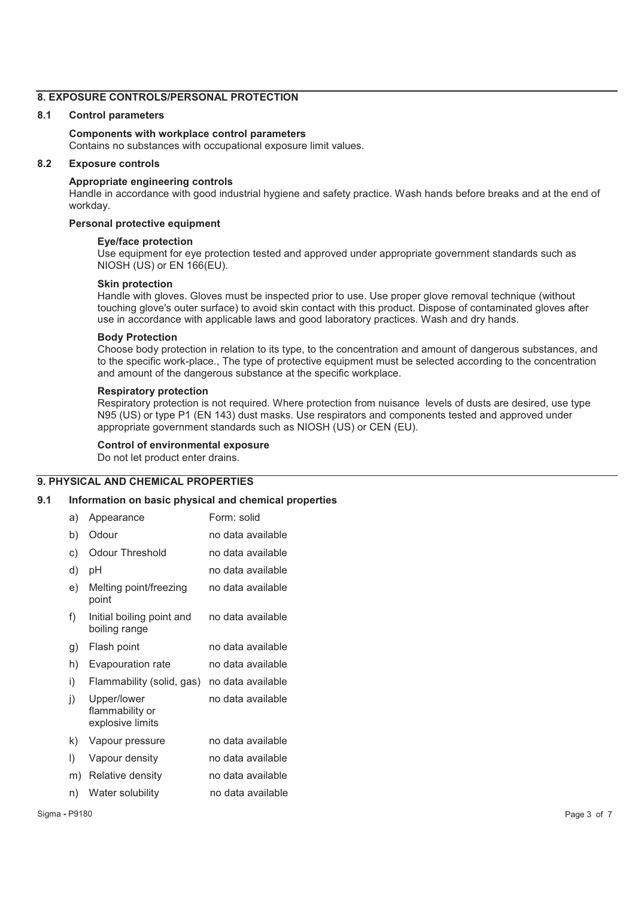## 8. EXPOSURE CONTROLS/PERSONAL PROTECTION

### 8.1 Control parameters

**Components with workplace control parameters**

Contains no substances with occupational exposure limit values.

### 8.2 Exposure controls

**Appropriate engineering controls**

Handle in accordance with good industrial hygiene and safety practice. Wash hands before breaks and at the end of workday.

**Personal protective equipment**

**Eye/face protection**

Use equipment for eye protection tested and approved under appropriate government standards such as NIOSH (US) or EN 166(EU).

**Skin protection**

Handle with gloves. Gloves must be inspected prior to use. Use proper glove removal technique (without touching glove's outer surface) to avoid skin contact with this product. Dispose of contaminated gloves after use in accordance with applicable laws and good laboratory practices. Wash and dry hands.

**Body Protection**

Choose body protection in relation to its type, to the concentration and amount of dangerous substances, and to the specific work-place., The type of protective equipment must be selected according to the concentration and amount of the dangerous substance at the specific workplace.

**Respiratory protection**

Respiratory protection is not required. Where protection from nuisance levels of dusts are desired, use type N95 (US) or type P1 (EN 143) dust masks. Use respirators and components tested and approved under appropriate government standards such as NIOSH (US) or CEN (EU).

**Control of environmental exposure**

Do not let product enter drains.

## 9. PHYSICAL AND CHEMICAL PROPERTIES

### 9.1 Information on basic physical and chemical properties

| | Property | Value |
|---|---|---|
| a) | Appearance | Form: solid |
| b) | Odour | no data available |
| c) | Odour Threshold | no data available |
| d) | pH | no data available |
| e) | Melting point/freezing point | no data available |
| f) | Initial boiling point and boiling range | no data available |
| g) | Flash point | no data available |
| h) | Evapouration rate | no data available |
| i) | Flammability (solid, gas) | no data available |
| j) | Upper/lower flammability or explosive limits | no data available |
| k) | Vapour pressure | no data available |
| l) | Vapour density | no data available |
| m) | Relative density | no data available |
| n) | Water solubility | no data available |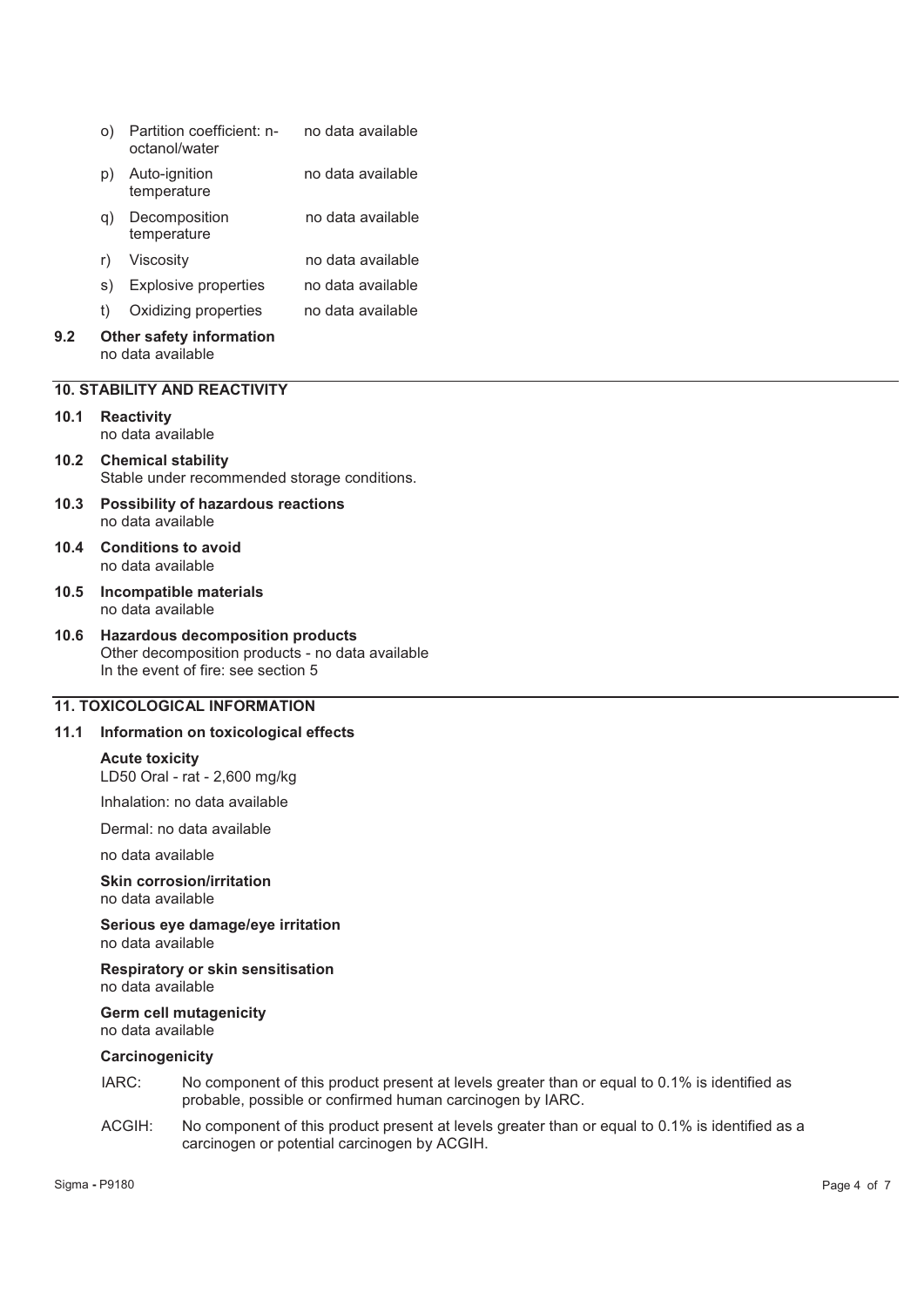| | | |
|---|---|---|
| o) | Partition coefficient: n-octanol/water | no data available |
| p) | Auto-ignition temperature | no data available |
| q) | Decomposition temperature | no data available |
| r) | Viscosity | no data available |
| s) | Explosive properties | no data available |
| t) | Oxidizing properties | no data available |

**9.2 Other safety information**
no data available

## 10. STABILITY AND REACTIVITY

**10.1 Reactivity**
no data available

**10.2 Chemical stability**
Stable under recommended storage conditions.

**10.3 Possibility of hazardous reactions**
no data available

**10.4 Conditions to avoid**
no data available

**10.5 Incompatible materials**
no data available

**10.6 Hazardous decomposition products**
Other decomposition products - no data available
In the event of fire: see section 5

## 11. TOXICOLOGICAL INFORMATION

**11.1 Information on toxicological effects**

**Acute toxicity**
LD50 Oral - rat - 2,600 mg/kg

Inhalation: no data available

Dermal: no data available

no data available

**Skin corrosion/irritation**
no data available

**Serious eye damage/eye irritation**
no data available

**Respiratory or skin sensitisation**
no data available

**Germ cell mutagenicity**
no data available

**Carcinogenicity**

IARC: No component of this product present at levels greater than or equal to 0.1% is identified as probable, possible or confirmed human carcinogen by IARC.

ACGIH: No component of this product present at levels greater than or equal to 0.1% is identified as a carcinogen or potential carcinogen by ACGIH.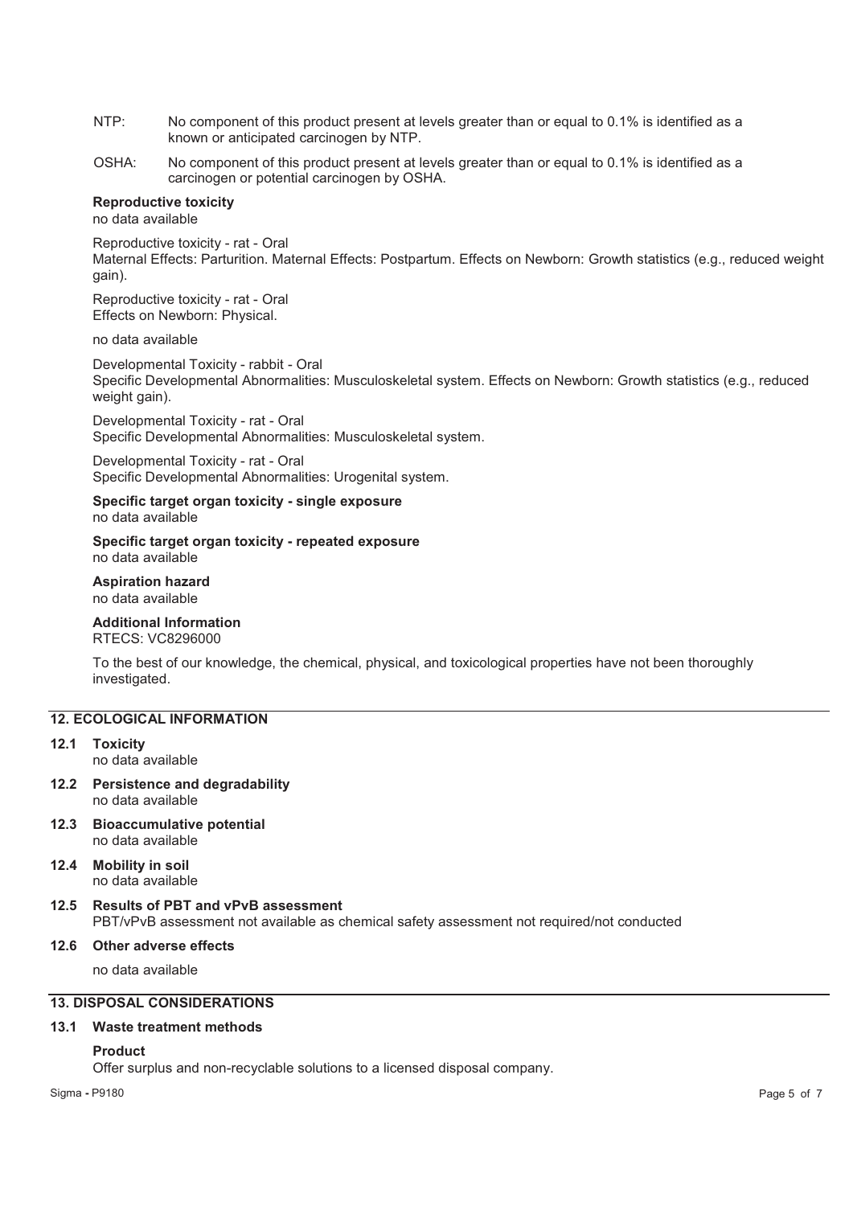NTP: No component of this product present at levels greater than or equal to 0.1% is identified as a known or anticipated carcinogen by NTP.

OSHA: No component of this product present at levels greater than or equal to 0.1% is identified as a carcinogen or potential carcinogen by OSHA.

**Reproductive toxicity**
no data available

Reproductive toxicity - rat - Oral
Maternal Effects: Parturition. Maternal Effects: Postpartum. Effects on Newborn: Growth statistics (e.g., reduced weight gain).

Reproductive toxicity - rat - Oral
Effects on Newborn: Physical.

no data available

Developmental Toxicity - rabbit - Oral
Specific Developmental Abnormalities: Musculoskeletal system. Effects on Newborn: Growth statistics (e.g., reduced weight gain).

Developmental Toxicity - rat - Oral
Specific Developmental Abnormalities: Musculoskeletal system.

Developmental Toxicity - rat - Oral
Specific Developmental Abnormalities: Urogenital system.

**Specific target organ toxicity - single exposure**
no data available

**Specific target organ toxicity - repeated exposure**
no data available

**Aspiration hazard**
no data available

**Additional Information**
RTECS: VC8296000

To the best of our knowledge, the chemical, physical, and toxicological properties have not been thoroughly investigated.

## 12. ECOLOGICAL INFORMATION

**12.1 Toxicity**
no data available

**12.2 Persistence and degradability**
no data available

**12.3 Bioaccumulative potential**
no data available

**12.4 Mobility in soil**
no data available

**12.5 Results of PBT and vPvB assessment**
PBT/vPvB assessment not available as chemical safety assessment not required/not conducted

**12.6 Other adverse effects**

no data available

## 13. DISPOSAL CONSIDERATIONS

**13.1 Waste treatment methods**

**Product**
Offer surplus and non-recyclable solutions to a licensed disposal company.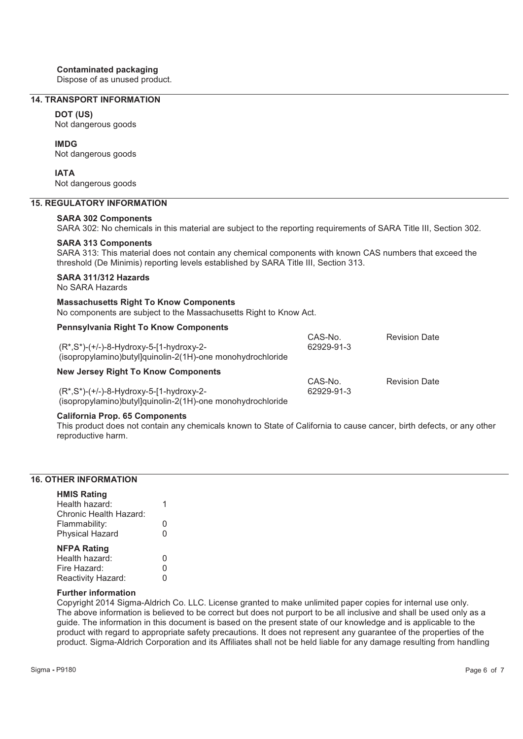**Contaminated packaging**

Dispose of as unused product.

## 14. TRANSPORT INFORMATION

**DOT (US)**

Not dangerous goods

**IMDG**

Not dangerous goods

**IATA**

Not dangerous goods

## 15. REGULATORY INFORMATION

**SARA 302 Components**

SARA 302: No chemicals in this material are subject to the reporting requirements of SARA Title III, Section 302.

**SARA 313 Components**

SARA 313: This material does not contain any chemical components with known CAS numbers that exceed the threshold (De Minimis) reporting levels established by SARA Title III, Section 313.

**SARA 311/312 Hazards**

No SARA Hazards

**Massachusetts Right To Know Components**

No components are subject to the Massachusetts Right to Know Act.

**Pennsylvania Right To Know Components**

| | CAS-No. | Revision Date |
|---|---|---|
| (R*,S*)-(+/-)-8-Hydroxy-5-[1-hydroxy-2-(isopropylamino)butyl]quinolin-2(1H)-one monohydrochloride | 62929-91-3 | |

**New Jersey Right To Know Components**

| | CAS-No. | Revision Date |
|---|---|---|
| (R*,S*)-(+/-)-8-Hydroxy-5-[1-hydroxy-2-(isopropylamino)butyl]quinolin-2(1H)-one monohydrochloride | 62929-91-3 | |

**California Prop. 65 Components**

This product does not contain any chemicals known to State of California to cause cancer, birth defects, or any other reproductive harm.

## 16. OTHER INFORMATION

**HMIS Rating**

| | |
|---|---|
| Health hazard: | 1 |
| Chronic Health Hazard: | |
| Flammability: | 0 |
| Physical Hazard | 0 |

**NFPA Rating**

| | |
|---|---|
| Health hazard: | 0 |
| Fire Hazard: | 0 |
| Reactivity Hazard: | 0 |

**Further information**

Copyright 2014 Sigma-Aldrich Co. LLC. License granted to make unlimited paper copies for internal use only. The above information is believed to be correct but does not purport to be all inclusive and shall be used only as a guide. The information in this document is based on the present state of our knowledge and is applicable to the product with regard to appropriate safety precautions. It does not represent any guarantee of the properties of the product. Sigma-Aldrich Corporation and its Affiliates shall not be held liable for any damage resulting from handling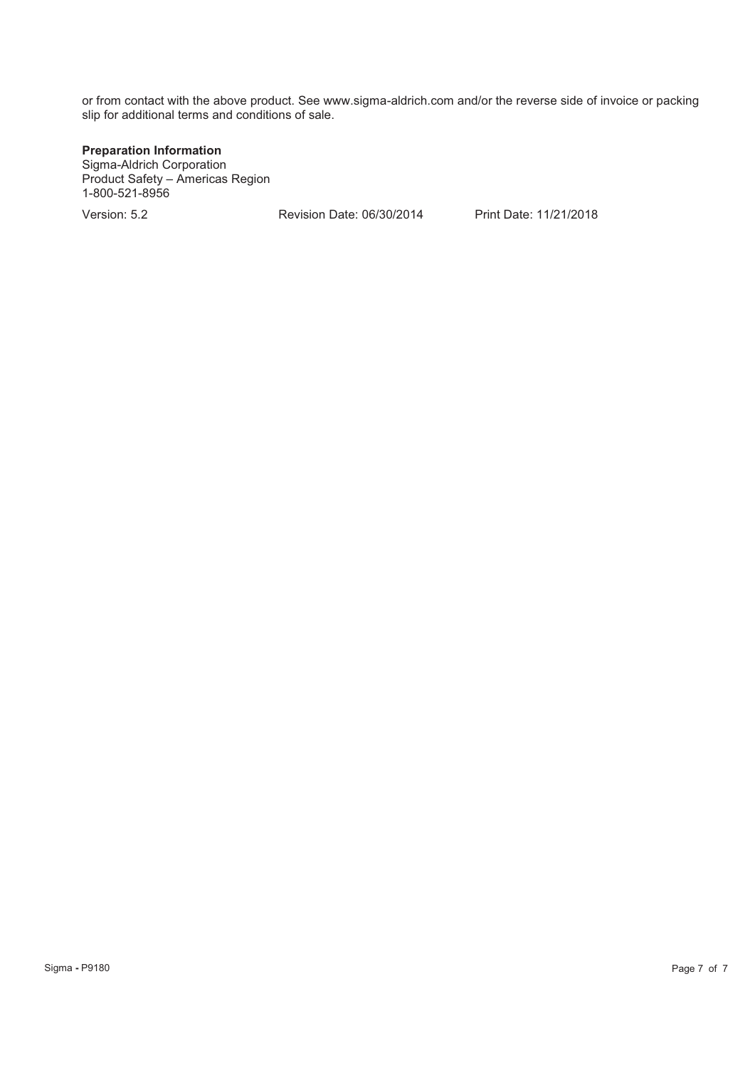or from contact with the above product. See www.sigma-aldrich.com and/or the reverse side of invoice or packing slip for additional terms and conditions of sale.

**Preparation Information**
Sigma-Aldrich Corporation
Product Safety – Americas Region
1-800-521-8956

Version: 5.2 Revision Date: 06/30/2014 Print Date: 11/21/2018